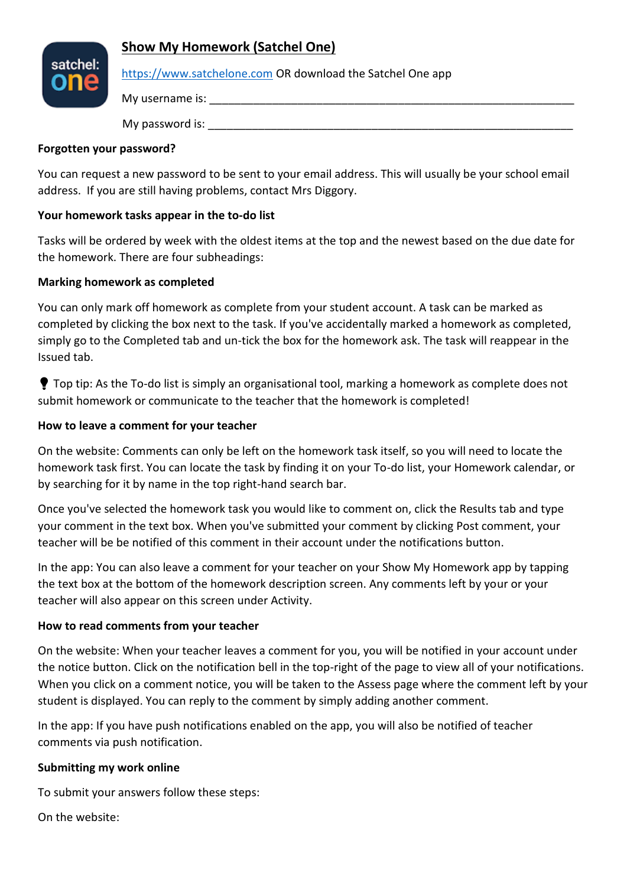## Show My Homework (Satchel One)

https://www.satchelone.com OR download the Satchel One app

My username is: ___________________________________________________________

My password is: ___________________________________________________________

**Forgotten your password?**

You can request a new password to be sent to your email address. This will usually be your school email address.  If you are still having problems, contact Mrs Diggory.

**Your homework tasks appear in the to-do list**

Tasks will be ordered by week with the oldest items at the top and the newest based on the due date for the homework. There are four subheadings:

**Marking homework as completed**

You can only mark off homework as complete from your student account. A task can be marked as completed by clicking the box next to the task. If you've accidentally marked a homework as completed, simply go to the Completed tab and un-tick the box for the homework ask. The task will reappear in the Issued tab.

Top tip: As the To-do list is simply an organisational tool, marking a homework as complete does not submit homework or communicate to the teacher that the homework is completed!

**How to leave a comment for your teacher**

On the website: Comments can only be left on the homework task itself, so you will need to locate the homework task first. You can locate the task by finding it on your To-do list, your Homework calendar, or by searching for it by name in the top right-hand search bar.

Once you've selected the homework task you would like to comment on, click the Results tab and type your comment in the text box. When you've submitted your comment by clicking Post comment, your teacher will be be notified of this comment in their account under the notifications button.

In the app: You can also leave a comment for your teacher on your Show My Homework app by tapping the text box at the bottom of the homework description screen. Any comments left by your or your teacher will also appear on this screen under Activity.

**How to read comments from your teacher**

On the website: When your teacher leaves a comment for you, you will be notified in your account under the notice button. Click on the notification bell in the top-right of the page to view all of your notifications. When you click on a comment notice, you will be taken to the Assess page where the comment left by your student is displayed. You can reply to the comment by simply adding another comment.

In the app: If you have push notifications enabled on the app, you will also be notified of teacher comments via push notification.

**Submitting my work online**

To submit your answers follow these steps:

On the website: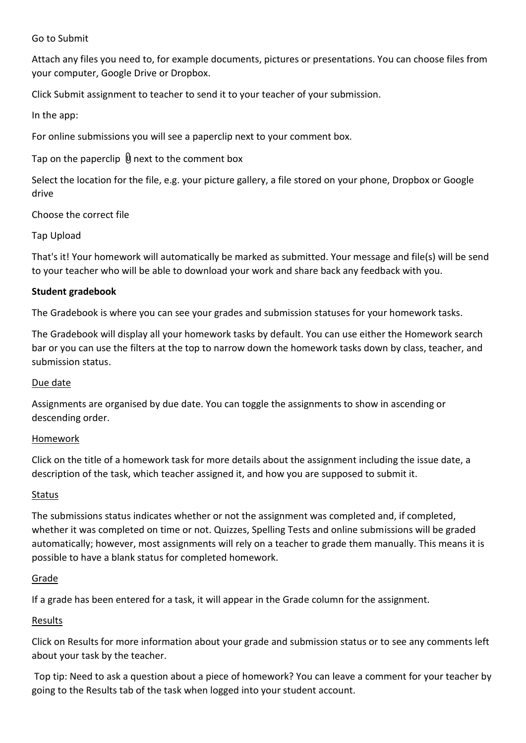Go to Submit

Attach any files you need to, for example documents, pictures or presentations. You can choose files from your computer, Google Drive or Dropbox.

Click Submit assignment to teacher to send it to your teacher of your submission.

In the app:

For online submissions you will see a paperclip next to your comment box.

Tap on the paperclip 📎 next to the comment box

Select the location for the file, e.g. your picture gallery, a file stored on your phone, Dropbox or Google drive

Choose the correct file

Tap Upload

That's it! Your homework will automatically be marked as submitted. Your message and file(s) will be send to your teacher who will be able to download your work and share back any feedback with you.

**Student gradebook**

The Gradebook is where you can see your grades and submission statuses for your homework tasks.

The Gradebook will display all your homework tasks by default. You can use either the Homework search bar or you can use the filters at the top to narrow down the homework tasks down by class, teacher, and submission status.

<u>Due date</u>

Assignments are organised by due date. You can toggle the assignments to show in ascending or descending order.

<u>Homework</u>

Click on the title of a homework task for more details about the assignment including the issue date, a description of the task, which teacher assigned it, and how you are supposed to submit it.

<u>Status</u>

The submissions status indicates whether or not the assignment was completed and, if completed, whether it was completed on time or not. Quizzes, Spelling Tests and online submissions will be graded automatically; however, most assignments will rely on a teacher to grade them manually. This means it is possible to have a blank status for completed homework.

<u>Grade</u>

If a grade has been entered for a task, it will appear in the Grade column for the assignment.

<u>Results</u>

Click on Results for more information about your grade and submission status or to see any comments left about your task by the teacher.

Top tip: Need to ask a question about a piece of homework? You can leave a comment for your teacher by going to the Results tab of the task when logged into your student account.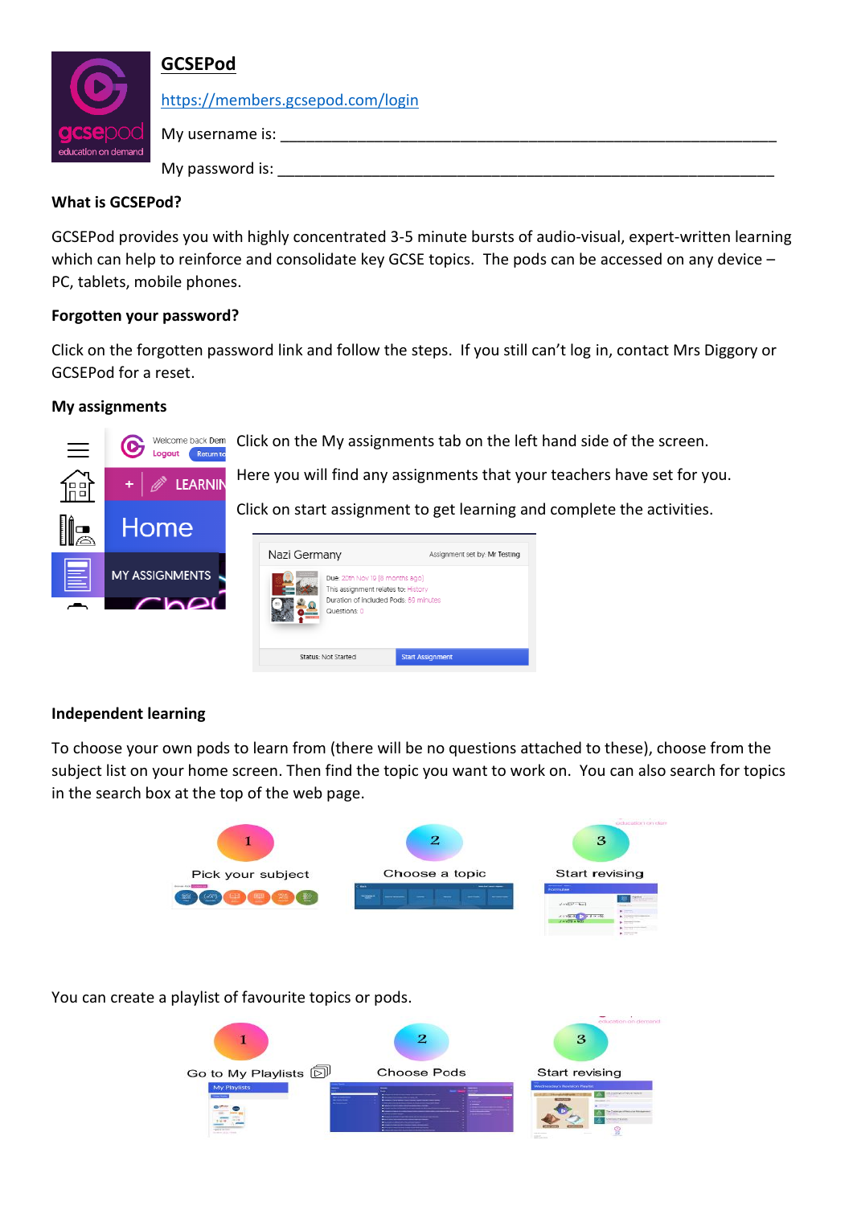## GCSEPod

https://members.gcsepod.com/login

My username is: ___________________________________________________________

My password is: ___________________________________________________________

**What is GCSEPod?**

GCSEPod provides you with highly concentrated 3-5 minute bursts of audio-visual, expert-written learning which can help to reinforce and consolidate key GCSE topics. The pods can be accessed on any device – PC, tablets, mobile phones.

**Forgotten your password?**

Click on the forgotten password link and follow the steps. If you still can't log in, contact Mrs Diggory or GCSEPod for a reset.

**My assignments**

Click on the My assignments tab on the left hand side of the screen.

Here you will find any assignments that your teachers have set for you.

Click on start assignment to get learning and complete the activities.

**Independent learning**

To choose your own pods to learn from (there will be no questions attached to these), choose from the subject list on your home screen. Then find the topic you want to work on. You can also search for topics in the search box at the top of the web page.

1. Pick your subject
2. Choose a topic
3. Start revising

You can create a playlist of favourite topics or pods.

1. Go to My Playlists
2. Choose Pods
3. Start revising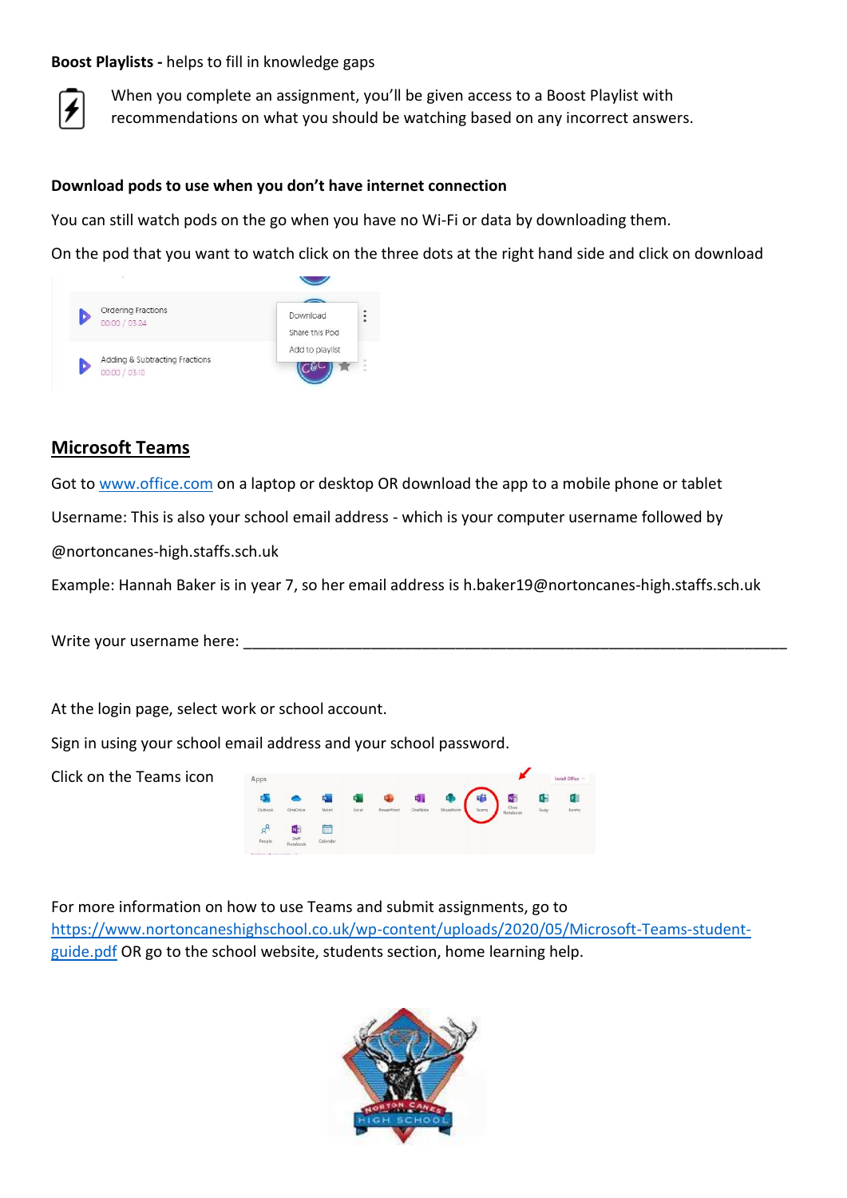**Boost Playlists -** helps to fill in knowledge gaps

When you complete an assignment, you'll be given access to a Boost Playlist with recommendations on what you should be watching based on any incorrect answers.

**Download pods to use when you don't have internet connection**

You can still watch pods on the go when you have no Wi-Fi or data by downloading them.

On the pod that you want to watch click on the three dots at the right hand side and click on download

## Microsoft Teams

Got to [www.office.com](http://www.office.com) on a laptop or desktop OR download the app to a mobile phone or tablet

Username: This is also your school email address - which is your computer username followed by

@nortoncanes-high.staffs.sch.uk

Example: Hannah Baker is in year 7, so her email address is h.baker19@nortoncanes-high.staffs.sch.uk

Write your username here: ___________________________________________________________________

At the login page, select work or school account.

Sign in using your school email address and your school password.

Click on the Teams icon

For more information on how to use Teams and submit assignments, go to [https://www.nortoncaneshighschool.co.uk/wp-content/uploads/2020/05/Microsoft-Teams-student-guide.pdf](https://www.nortoncaneshighschool.co.uk/wp-content/uploads/2020/05/Microsoft-Teams-student-guide.pdf) OR go to the school website, students section, home learning help.